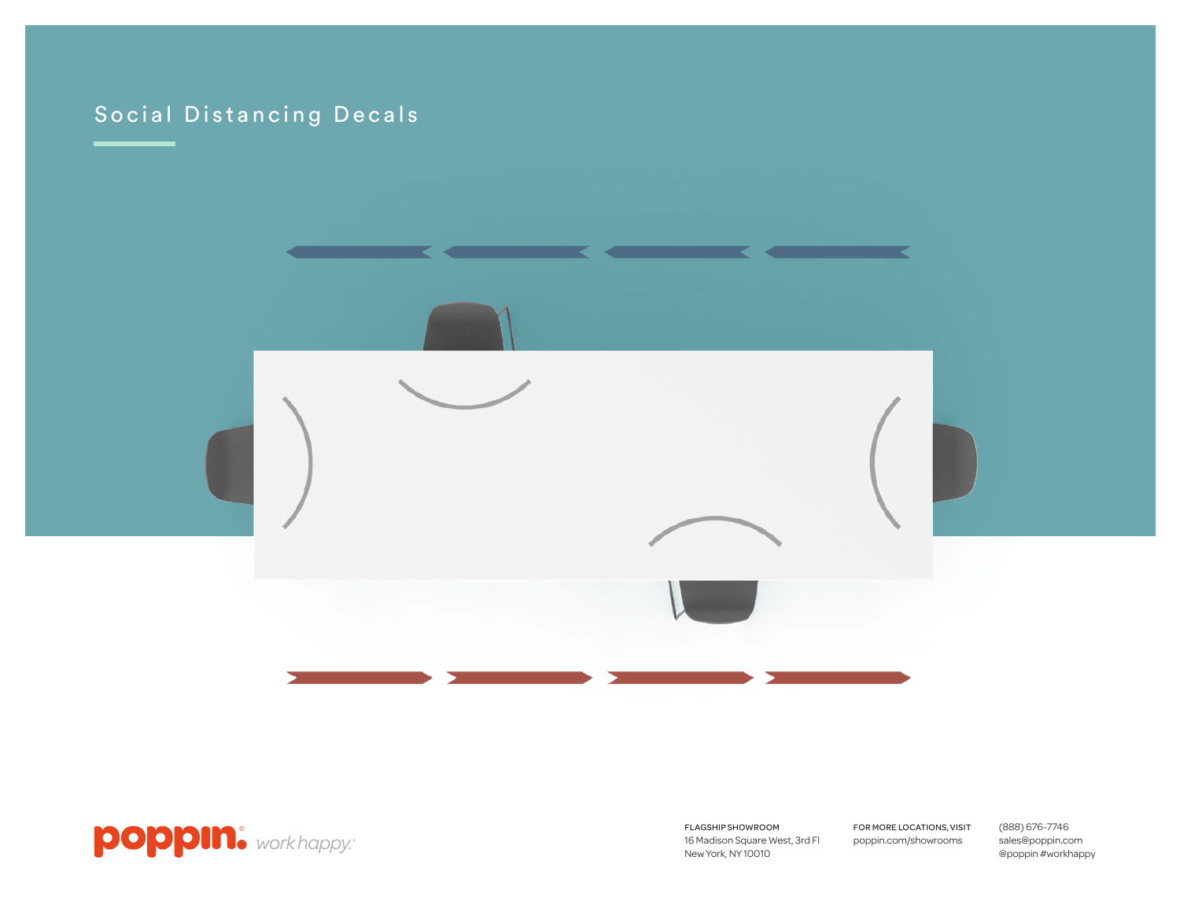# Social Distancing Decals

poppin. work happy.

FLAGSHIP SHOWROOM
16 Madison Square West, 3rd Fl
New York, NY 10010

FOR MORE LOCATIONS, VISIT
poppin.com/showrooms

(888) 676-7746
sales@poppin.com
@poppin #workhappy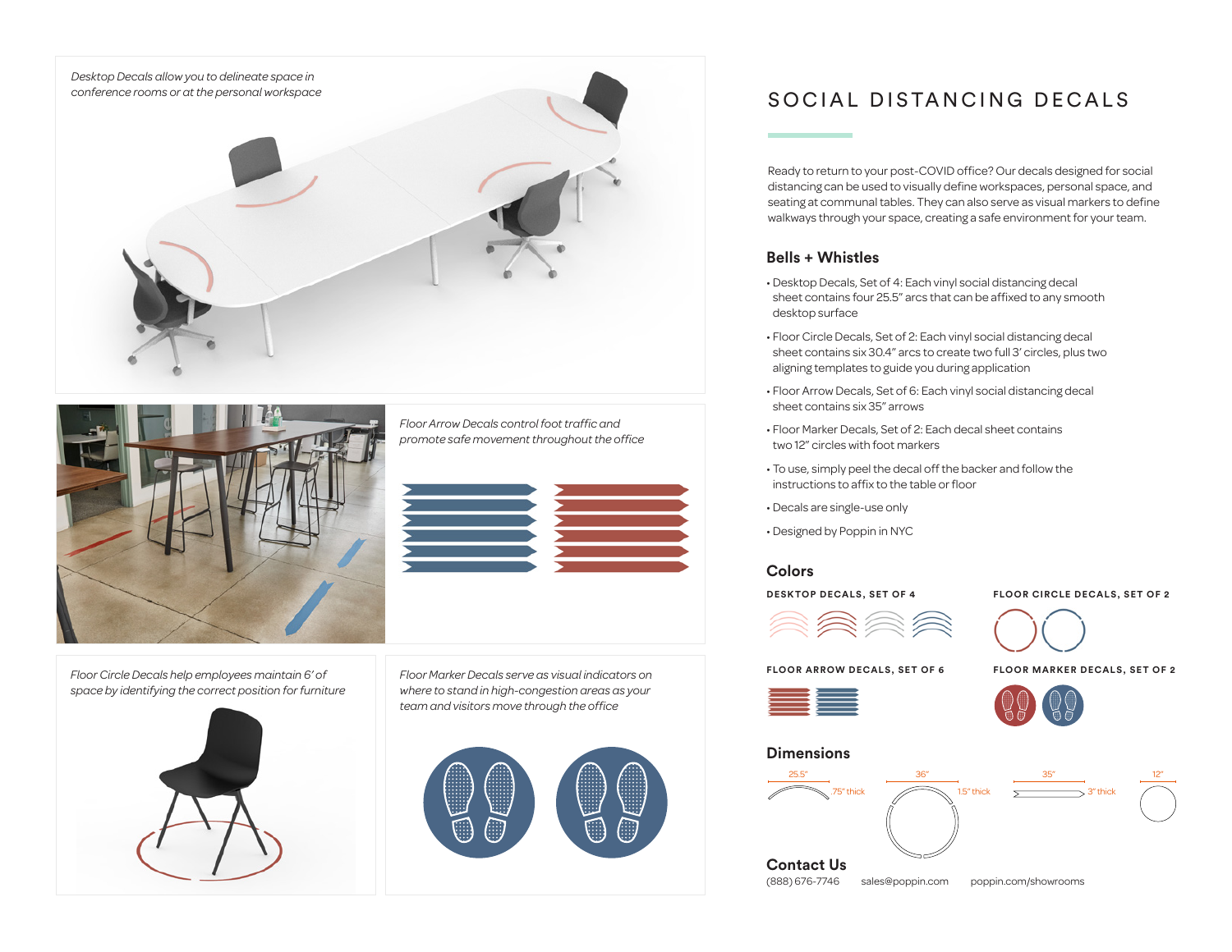*Desktop Decals allow you to delineate space in conference rooms or at the personal workspace*

*Floor Arrow Decals control foot traffic and promote safe movement throughout the office*

*Floor Circle Decals help employees maintain 6' of space by identifying the correct position for furniture*

*Floor Marker Decals serve as visual indicators on where to stand in high-congestion areas as your team and visitors move through the office*

# SOCIAL DISTANCING DECALS

Ready to return to your post-COVID office? Our decals designed for social distancing can be used to visually define workspaces, personal space, and seating at communal tables. They can also serve as visual markers to define walkways through your space, creating a safe environment for your team.

## Bells + Whistles

- Desktop Decals, Set of 4: Each vinyl social distancing decal sheet contains four 25.5" arcs that can be affixed to any smooth desktop surface
- Floor Circle Decals, Set of 2: Each vinyl social distancing decal sheet contains six 30.4" arcs to create two full 3' circles, plus two aligning templates to guide you during application
- Floor Arrow Decals, Set of 6: Each vinyl social distancing decal sheet contains six 35" arrows
- Floor Marker Decals, Set of 2: Each decal sheet contains two 12" circles with foot markers
- To use, simply peel the decal off the backer and follow the instructions to affix to the table or floor
- Decals are single-use only
- Designed by Poppin in NYC

## Colors

**DESKTOP DECALS, SET OF 4**

**FLOOR CIRCLE DECALS, SET OF 2**

**FLOOR ARROW DECALS, SET OF 6**

**FLOOR MARKER DECALS, SET OF 2**

## Dimensions

25.5"
.75" thick

36"
1.5" thick

35"
3" thick

12"

## Contact Us

(888) 676-7746 sales@poppin.com poppin.com/showrooms